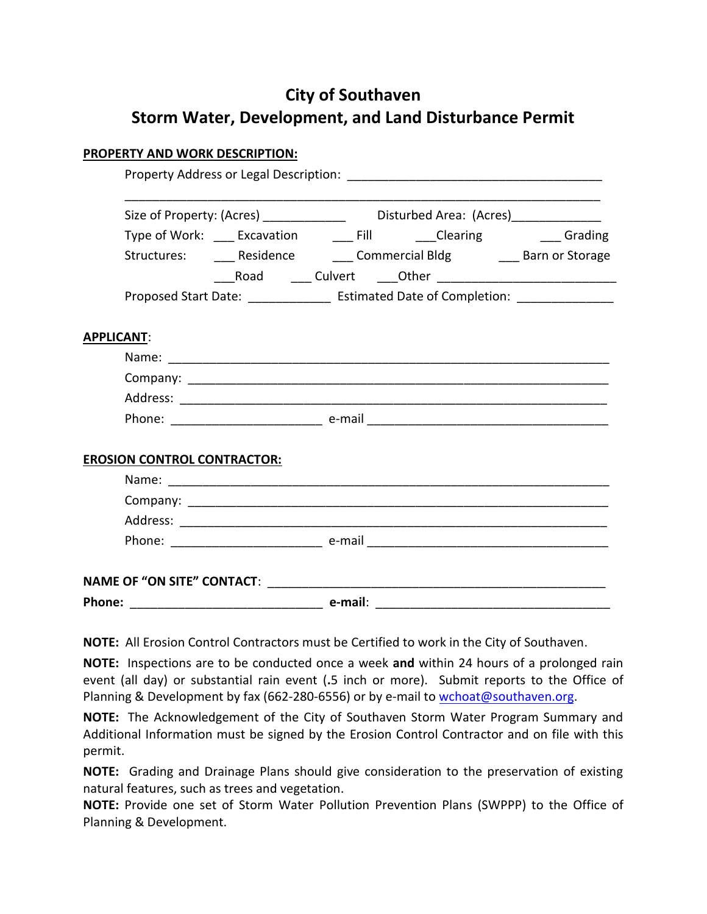# City of Southaven
# Storm Water, Development, and Land Disturbance Permit

**PROPERTY AND WORK DESCRIPTION:**

Property Address or Legal Description: ______________________________________

_______________________________________________________________________

Size of Property: (Acres) ____________ Disturbed Area: (Acres)_____________

Type of Work: ___ Excavation ___ Fill ___Clearing ___ Grading

Structures: ___ Residence ___ Commercial Bldg ___ Barn or Storage

___Road ___ Culvert ___Other __________________________

Proposed Start Date: ____________ Estimated Date of Completion: ______________

**APPLICANT**:

Name: _______________________________________________________________

Company: _____________________________________________________________

Address: ______________________________________________________________

Phone: ______________________ e-mail ___________________________________

**EROSION CONTROL CONTRACTOR:**

Name: _______________________________________________________________

Company: _____________________________________________________________

Address: ______________________________________________________________

Phone: ______________________ e-mail ___________________________________

**NAME OF "ON SITE" CONTACT**: ________________________________________________

**Phone:** ____________________________ **e-mail**: __________________________________

**NOTE:** All Erosion Control Contractors must be Certified to work in the City of Southaven.

**NOTE:** Inspections are to be conducted once a week **and** within 24 hours of a prolonged rain event (all day) or substantial rain event (**.**5 inch or more). Submit reports to the Office of Planning & Development by fax (662-280-6556) or by e-mail to wchoat@southaven.org.

**NOTE:** The Acknowledgement of the City of Southaven Storm Water Program Summary and Additional Information must be signed by the Erosion Control Contractor and on file with this permit.

**NOTE:** Grading and Drainage Plans should give consideration to the preservation of existing natural features, such as trees and vegetation.

**NOTE:** Provide one set of Storm Water Pollution Prevention Plans (SWPPP) to the Office of Planning & Development.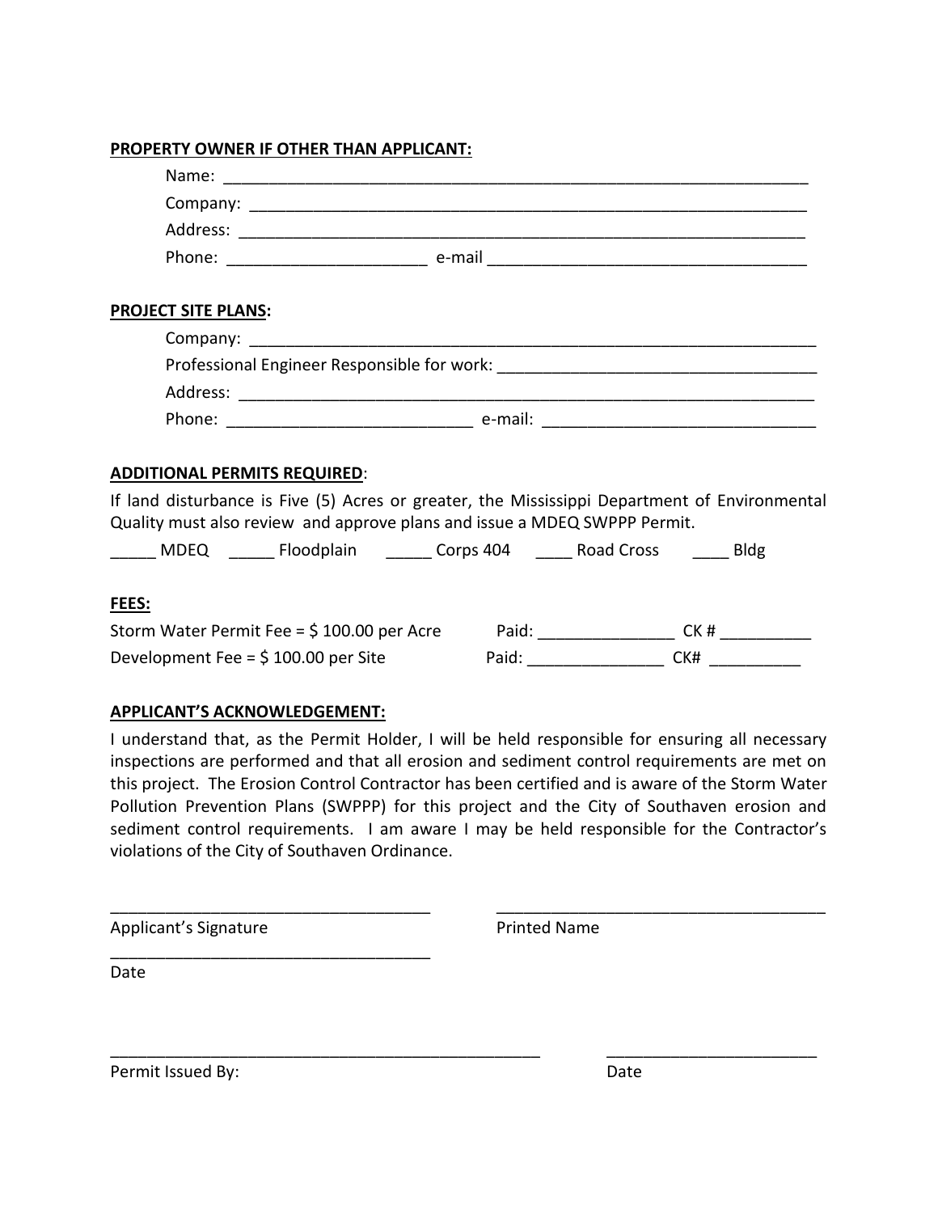**PROPERTY OWNER IF OTHER THAN APPLICANT:**

Name: ____________________________________________________________

Company: __________________________________________________________

Address: __________________________________________________________

Phone: ______________________ e-mail ___________________________________

**PROJECT SITE PLANS:**

Company: ___________________________________________________________

Professional Engineer Responsible for work: ___________________________________

Address: ___________________________________________________________

Phone: ___________________________ e-mail: ______________________________

**ADDITIONAL PERMITS REQUIRED**:

If land disturbance is Five (5) Acres or greater, the Mississippi Department of Environmental Quality must also review and approve plans and issue a MDEQ SWPPP Permit.

_____ MDEQ _____ Floodplain _____ Corps 404 ____ Road Cross ____ Bldg

**FEES:**

Storm Water Permit Fee = $ 100.00 per Acre Paid: _______________ CK # __________

Development Fee = $ 100.00 per Site Paid: _______________ CK# __________

**APPLICANT'S ACKNOWLEDGEMENT:**

I understand that, as the Permit Holder, I will be held responsible for ensuring all necessary inspections are performed and that all erosion and sediment control requirements are met on this project. The Erosion Control Contractor has been certified and is aware of the Storm Water Pollution Prevention Plans (SWPPP) for this project and the City of Southaven erosion and sediment control requirements. I am aware I may be held responsible for the Contractor's violations of the City of Southaven Ordinance.

____________________________________ ____________________________________

Applicant's Signature Printed Name

____________________________________

Date

__________________________________________________ ________________________

Permit Issued By: Date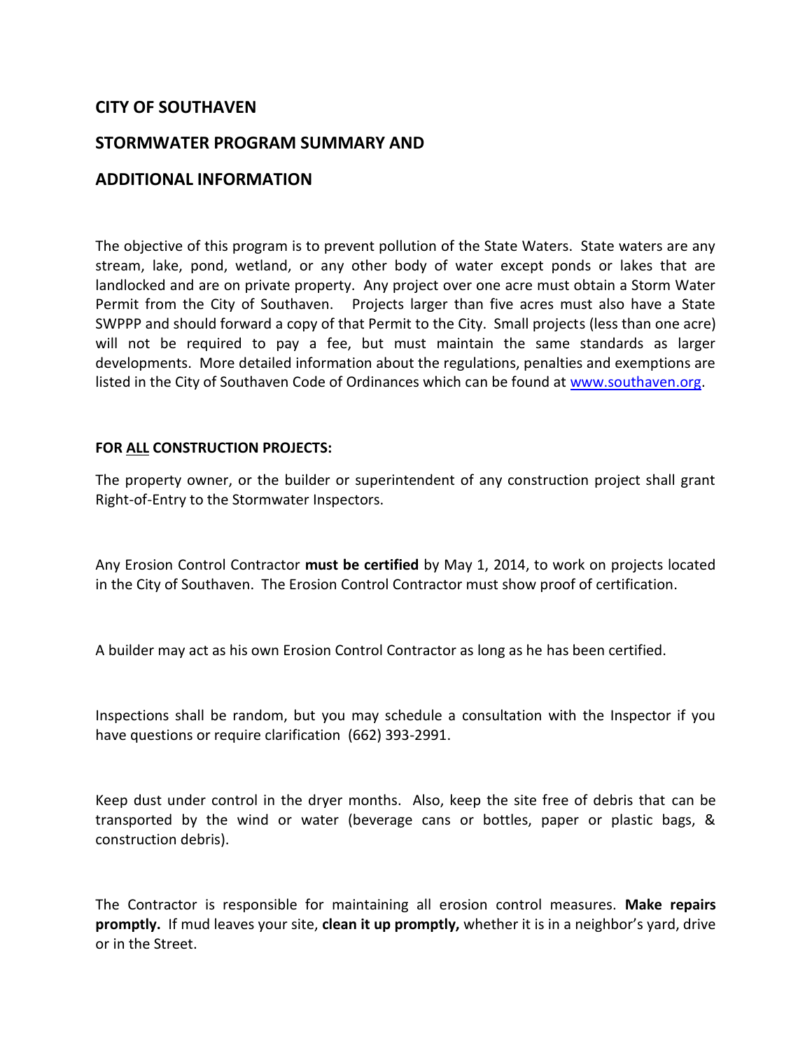## CITY OF SOUTHAVEN

## STORMWATER PROGRAM SUMMARY AND

## ADDITIONAL INFORMATION

The objective of this program is to prevent pollution of the State Waters. State waters are any stream, lake, pond, wetland, or any other body of water except ponds or lakes that are landlocked and are on private property. Any project over one acre must obtain a Storm Water Permit from the City of Southaven. Projects larger than five acres must also have a State SWPPP and should forward a copy of that Permit to the City. Small projects (less than one acre) will not be required to pay a fee, but must maintain the same standards as larger developments. More detailed information about the regulations, penalties and exemptions are listed in the City of Southaven Code of Ordinances which can be found at www.southaven.org.

**FOR ALL CONSTRUCTION PROJECTS:**

The property owner, or the builder or superintendent of any construction project shall grant Right-of-Entry to the Stormwater Inspectors.

Any Erosion Control Contractor **must be certified** by May 1, 2014, to work on projects located in the City of Southaven. The Erosion Control Contractor must show proof of certification.

A builder may act as his own Erosion Control Contractor as long as he has been certified.

Inspections shall be random, but you may schedule a consultation with the Inspector if you have questions or require clarification (662) 393-2991.

Keep dust under control in the dryer months. Also, keep the site free of debris that can be transported by the wind or water (beverage cans or bottles, paper or plastic bags, & construction debris).

The Contractor is responsible for maintaining all erosion control measures. **Make repairs promptly.** If mud leaves your site, **clean it up promptly,** whether it is in a neighbor's yard, drive or in the Street.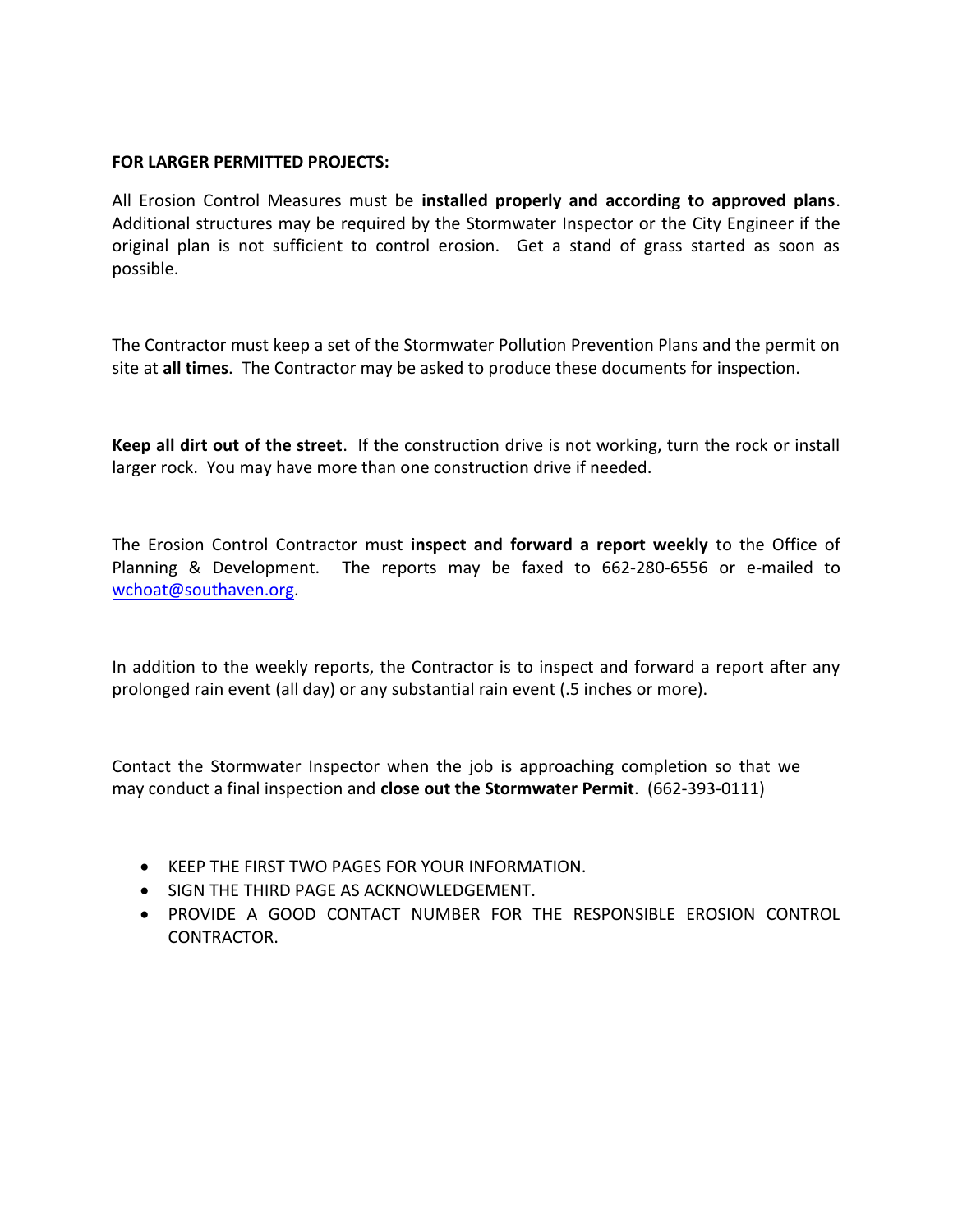**FOR LARGER PERMITTED PROJECTS:**

All Erosion Control Measures must be **installed properly and according to approved plans**. Additional structures may be required by the Stormwater Inspector or the City Engineer if the original plan is not sufficient to control erosion. Get a stand of grass started as soon as possible.

The Contractor must keep a set of the Stormwater Pollution Prevention Plans and the permit on site at **all times**. The Contractor may be asked to produce these documents for inspection.

**Keep all dirt out of the street**. If the construction drive is not working, turn the rock or install larger rock. You may have more than one construction drive if needed.

The Erosion Control Contractor must **inspect and forward a report weekly** to the Office of Planning & Development. The reports may be faxed to 662-280-6556 or e-mailed to wchoat@southaven.org.

In addition to the weekly reports, the Contractor is to inspect and forward a report after any prolonged rain event (all day) or any substantial rain event (.5 inches or more).

Contact the Stormwater Inspector when the job is approaching completion so that we may conduct a final inspection and **close out the Stormwater Permit**. (662-393-0111)

- KEEP THE FIRST TWO PAGES FOR YOUR INFORMATION.
- SIGN THE THIRD PAGE AS ACKNOWLEDGEMENT.
- PROVIDE A GOOD CONTACT NUMBER FOR THE RESPONSIBLE EROSION CONTROL CONTRACTOR.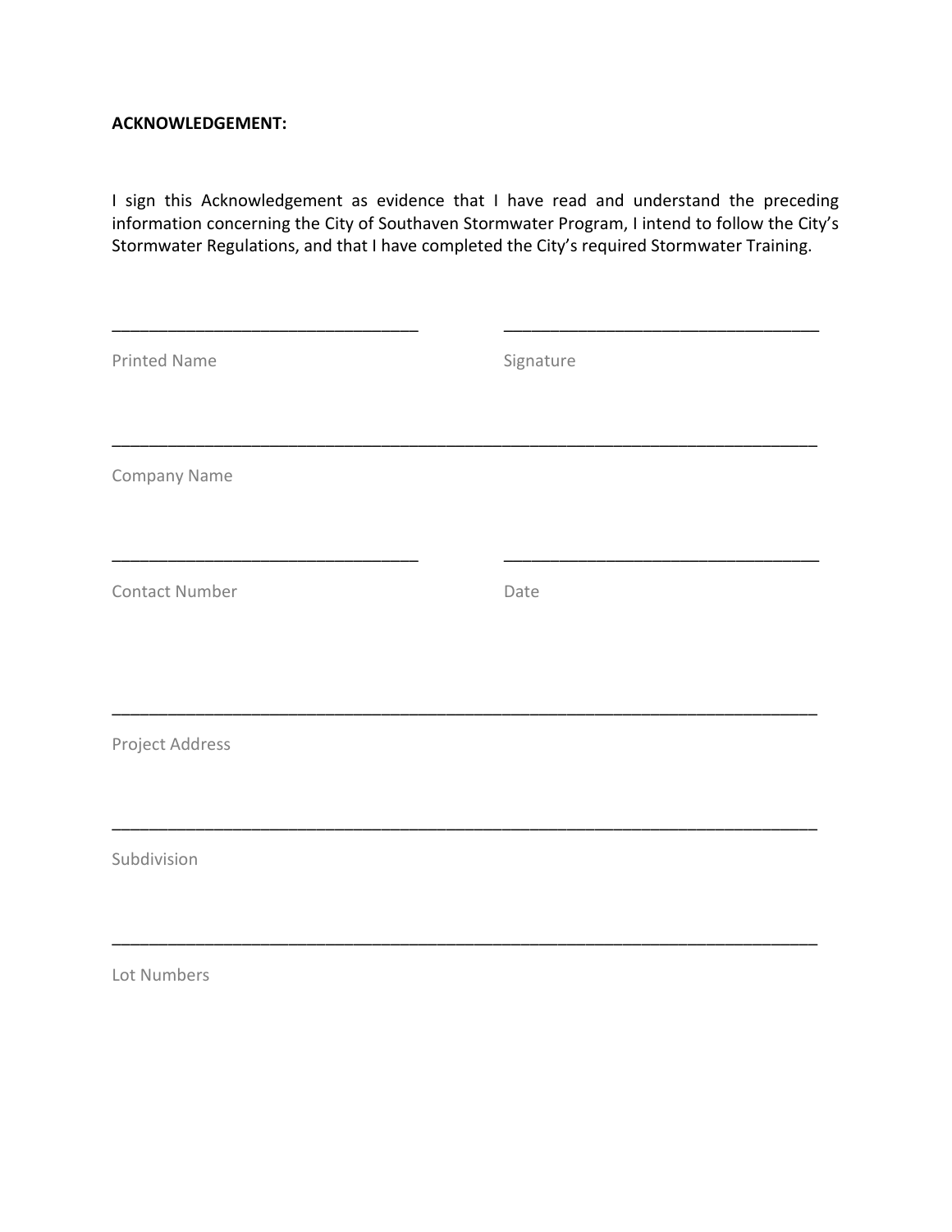**ACKNOWLEDGEMENT:**

I sign this Acknowledgement as evidence that I have read and understand the preceding information concerning the City of Southaven Stormwater Program, I intend to follow the City's Stormwater Regulations, and that I have completed the City's required Stormwater Training.

_________________________________ _________________________________

Printed Name Signature

_____________________________________________________________________________

Company Name

_________________________________ _________________________________

Contact Number Date

_____________________________________________________________________________

Project Address

_____________________________________________________________________________

Subdivision

_____________________________________________________________________________

Lot Numbers